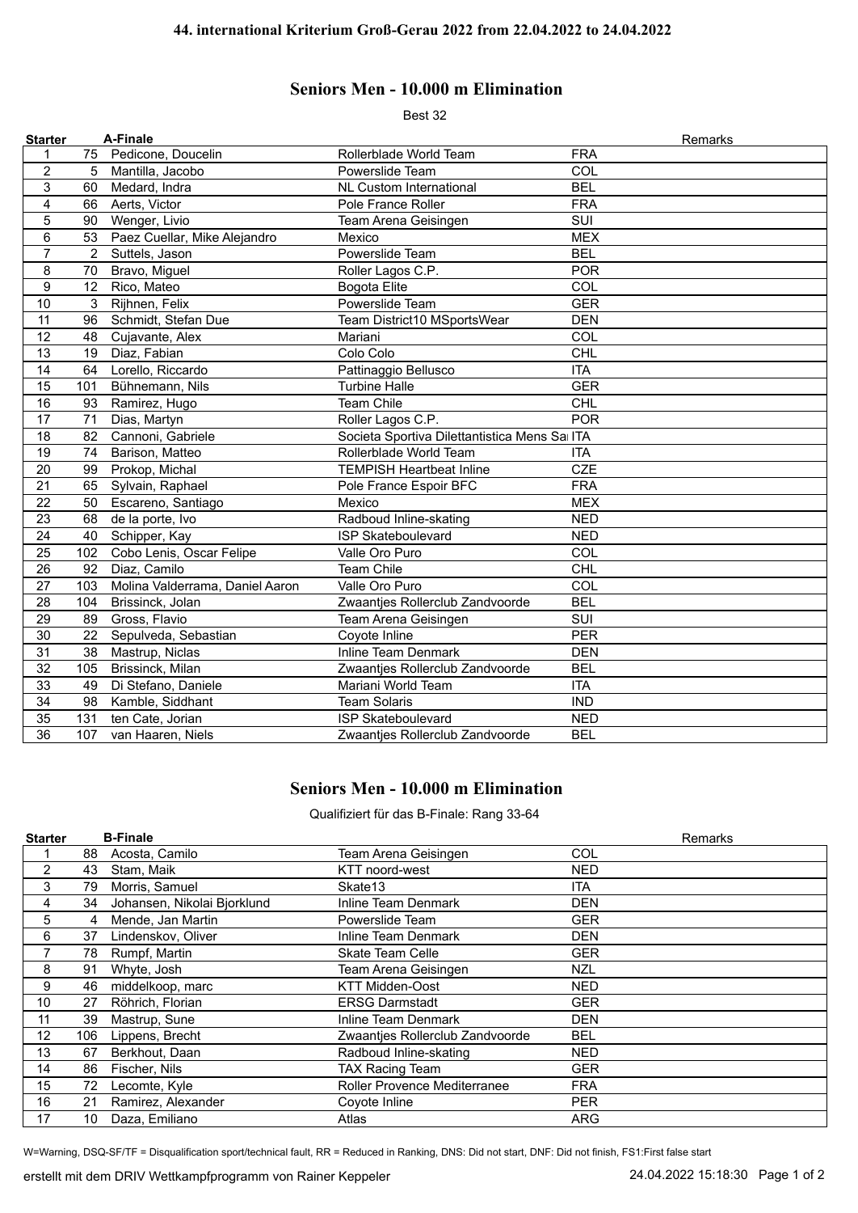**44. international Kriterium Groß-Gerau 2022 from 22.04.2022 to 24.04.2022**

## Seniors Men - 10.000 m Elimination

Best 32

| Starter | | A-Finale | | | Remarks |
|---|---|---|---|---|---|
| 1 | 75 | Pedicone, Doucelin | Rollerblade World Team | FRA | |
| 2 | 5 | Mantilla, Jacobo | Powerslide Team | COL | |
| 3 | 60 | Medard, Indra | NL Custom International | BEL | |
| 4 | 66 | Aerts, Victor | Pole France Roller | FRA | |
| 5 | 90 | Wenger, Livio | Team Arena Geisingen | SUI | |
| 6 | 53 | Paez Cuellar, Mike Alejandro | Mexico | MEX | |
| 7 | 2 | Suttels, Jason | Powerslide Team | BEL | |
| 8 | 70 | Bravo, Miguel | Roller Lagos C.P. | POR | |
| 9 | 12 | Rico, Mateo | Bogota Elite | COL | |
| 10 | 3 | Rijhnen, Felix | Powerslide Team | GER | |
| 11 | 96 | Schmidt, Stefan Due | Team District10 MSportsWear | DEN | |
| 12 | 48 | Cujavante, Alex | Mariani | COL | |
| 13 | 19 | Diaz, Fabian | Colo Colo | CHL | |
| 14 | 64 | Lorello, Riccardo | Pattinaggio Bellusco | ITA | |
| 15 | 101 | Bühnemann, Nils | Turbine Halle | GER | |
| 16 | 93 | Ramirez, Hugo | Team Chile | CHL | |
| 17 | 71 | Dias, Martyn | Roller Lagos C.P. | POR | |
| 18 | 82 | Cannoni, Gabriele | Societa Sportiva Dilettantistica Mens Sa | ITA | |
| 19 | 74 | Barison, Matteo | Rollerblade World Team | ITA | |
| 20 | 99 | Prokop, Michal | TEMPISH Heartbeat Inline | CZE | |
| 21 | 65 | Sylvain, Raphael | Pole France Espoir BFC | FRA | |
| 22 | 50 | Escareno, Santiago | Mexico | MEX | |
| 23 | 68 | de la porte, Ivo | Radboud Inline-skating | NED | |
| 24 | 40 | Schipper, Kay | ISP Skateboulevard | NED | |
| 25 | 102 | Cobo Lenis, Oscar Felipe | Valle Oro Puro | COL | |
| 26 | 92 | Diaz, Camilo | Team Chile | CHL | |
| 27 | 103 | Molina Valderrama, Daniel Aaron | Valle Oro Puro | COL | |
| 28 | 104 | Brissinck, Jolan | Zwaantjes Rollerclub Zandvoorde | BEL | |
| 29 | 89 | Gross, Flavio | Team Arena Geisingen | SUI | |
| 30 | 22 | Sepulveda, Sebastian | Coyote Inline | PER | |
| 31 | 38 | Mastrup, Niclas | Inline Team Denmark | DEN | |
| 32 | 105 | Brissinck, Milan | Zwaantjes Rollerclub Zandvoorde | BEL | |
| 33 | 49 | Di Stefano, Daniele | Mariani World Team | ITA | |
| 34 | 98 | Kamble, Siddhant | Team Solaris | IND | |
| 35 | 131 | ten Cate, Jorian | ISP Skateboulevard | NED | |
| 36 | 107 | van Haaren, Niels | Zwaantjes Rollerclub Zandvoorde | BEL | |

## Seniors Men - 10.000 m Elimination

Qualifiziert für das B-Finale: Rang 33-64

| Starter | | B-Finale | | | Remarks |
|---|---|---|---|---|---|
| 1 | 88 | Acosta, Camilo | Team Arena Geisingen | COL | |
| 2 | 43 | Stam, Maik | KTT noord-west | NED | |
| 3 | 79 | Morris, Samuel | Skate13 | ITA | |
| 4 | 34 | Johansen, Nikolai Bjorklund | Inline Team Denmark | DEN | |
| 5 | 4 | Mende, Jan Martin | Powerslide Team | GER | |
| 6 | 37 | Lindenskov, Oliver | Inline Team Denmark | DEN | |
| 7 | 78 | Rumpf, Martin | Skate Team Celle | GER | |
| 8 | 91 | Whyte, Josh | Team Arena Geisingen | NZL | |
| 9 | 46 | middelkoop, marc | KTT Midden-Oost | NED | |
| 10 | 27 | Röhrich, Florian | ERSG Darmstadt | GER | |
| 11 | 39 | Mastrup, Sune | Inline Team Denmark | DEN | |
| 12 | 106 | Lippens, Brecht | Zwaantjes Rollerclub Zandvoorde | BEL | |
| 13 | 67 | Berkhout, Daan | Radboud Inline-skating | NED | |
| 14 | 86 | Fischer, Nils | TAX Racing Team | GER | |
| 15 | 72 | Lecomte, Kyle | Roller Provence Mediterranee | FRA | |
| 16 | 21 | Ramirez, Alexander | Coyote Inline | PER | |
| 17 | 10 | Daza, Emiliano | Atlas | ARG | |

W=Warning, DSQ-SF/TF = Disqualification sport/technical fault, RR = Reduced in Ranking, DNS: Did not start, DNF: Did not finish, FS1:First false start

erstellt mit dem DRIV Wettkampfprogramm von Rainer Keppeler 24.04.2022 15:18:30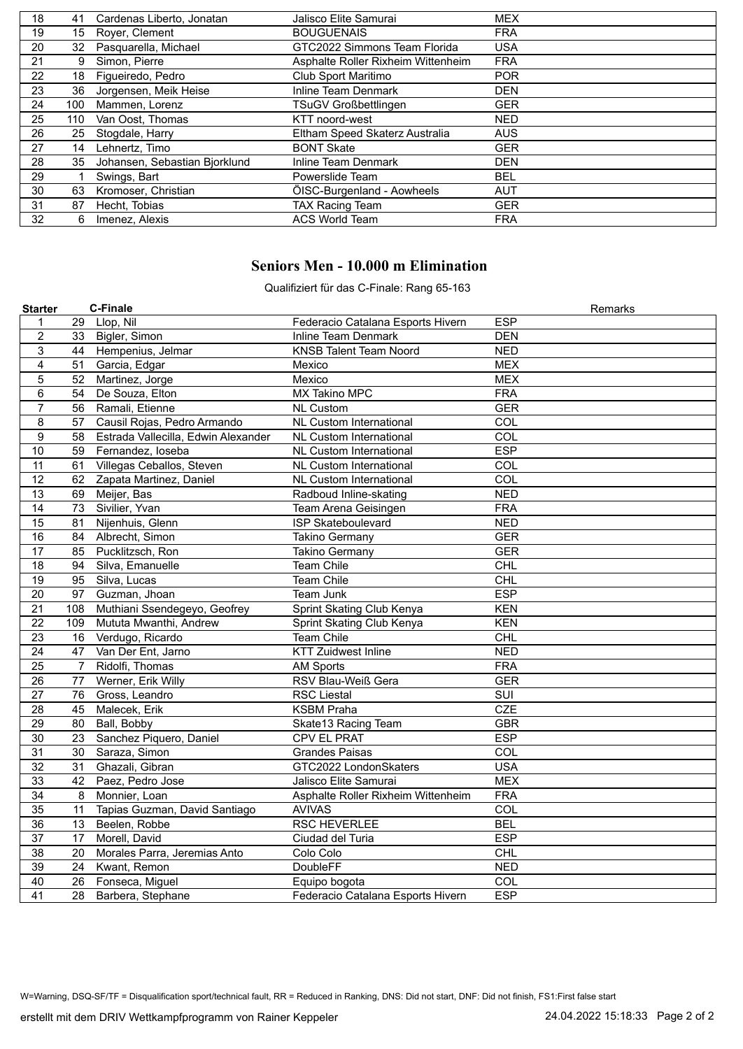| | | | | |
|---|---|---|---|---|
| 18 | 41 | Cardenas Liberto, Jonatan | Jalisco Elite Samurai | MEX |
| 19 | 15 | Royer, Clement | BOUGUENAIS | FRA |
| 20 | 32 | Pasquarella, Michael | GTC2022 Simmons Team Florida | USA |
| 21 | 9 | Simon, Pierre | Asphalte Roller Rixheim Wittenheim | FRA |
| 22 | 18 | Figueiredo, Pedro | Club Sport Maritimo | POR |
| 23 | 36 | Jorgensen, Meik Heise | Inline Team Denmark | DEN |
| 24 | 100 | Mammen, Lorenz | TSuGV Großbettlingen | GER |
| 25 | 110 | Van Oost, Thomas | KTT noord-west | NED |
| 26 | 25 | Stogdale, Harry | Eltham Speed Skaterz Australia | AUS |
| 27 | 14 | Lehnertz, Timo | BONT Skate | GER |
| 28 | 35 | Johansen, Sebastian Bjorklund | Inline Team Denmark | DEN |
| 29 | 1 | Swings, Bart | Powerslide Team | BEL |
| 30 | 63 | Kromoser, Christian | ÖISC-Burgenland - Aowheels | AUT |
| 31 | 87 | Hecht, Tobias | TAX Racing Team | GER |
| 32 | 6 | Imenez, Alexis | ACS World Team | FRA |

## Seniors Men - 10.000 m Elimination

Qualifiziert für das C-Finale: Rang 65-163

| Starter | | C-Finale | | | Remarks |
|---|---|---|---|---|---|
| 1 | 29 | Llop, Nil | Federacio Catalana Esports Hivern | ESP | |
| 2 | 33 | Bigler, Simon | Inline Team Denmark | DEN | |
| 3 | 44 | Hempenius, Jelmar | KNSB Talent Team Noord | NED | |
| 4 | 51 | Garcia, Edgar | Mexico | MEX | |
| 5 | 52 | Martinez, Jorge | Mexico | MEX | |
| 6 | 54 | De Souza, Elton | MX Takino MPC | FRA | |
| 7 | 56 | Ramali, Etienne | NL Custom | GER | |
| 8 | 57 | Causil Rojas, Pedro Armando | NL Custom International | COL | |
| 9 | 58 | Estrada Vallecilla, Edwin Alexander | NL Custom International | COL | |
| 10 | 59 | Fernandez, Ioseba | NL Custom International | ESP | |
| 11 | 61 | Villegas Ceballos, Steven | NL Custom International | COL | |
| 12 | 62 | Zapata Martinez, Daniel | NL Custom International | COL | |
| 13 | 69 | Meijer, Bas | Radboud Inline-skating | NED | |
| 14 | 73 | Sivilier, Yvan | Team Arena Geisingen | FRA | |
| 15 | 81 | Nijenhuis, Glenn | ISP Skateboulevard | NED | |
| 16 | 84 | Albrecht, Simon | Takino Germany | GER | |
| 17 | 85 | Pucklitzsch, Ron | Takino Germany | GER | |
| 18 | 94 | Silva, Emanuelle | Team Chile | CHL | |
| 19 | 95 | Silva, Lucas | Team Chile | CHL | |
| 20 | 97 | Guzman, Jhoan | Team Junk | ESP | |
| 21 | 108 | Muthiani Ssendegeyo, Geofrey | Sprint Skating Club Kenya | KEN | |
| 22 | 109 | Mututa Mwanthi, Andrew | Sprint Skating Club Kenya | KEN | |
| 23 | 16 | Verdugo, Ricardo | Team Chile | CHL | |
| 24 | 47 | Van Der Ent, Jarno | KTT Zuidwest Inline | NED | |
| 25 | 7 | Ridolfi, Thomas | AM Sports | FRA | |
| 26 | 77 | Werner, Erik Willy | RSV Blau-Weiß Gera | GER | |
| 27 | 76 | Gross, Leandro | RSC Liestal | SUI | |
| 28 | 45 | Malecek, Erik | KSBM Praha | CZE | |
| 29 | 80 | Ball, Bobby | Skate13 Racing Team | GBR | |
| 30 | 23 | Sanchez Piquero, Daniel | CPV EL PRAT | ESP | |
| 31 | 30 | Saraza, Simon | Grandes Paisas | COL | |
| 32 | 31 | Ghazali, Gibran | GTC2022 LondonSkaters | USA | |
| 33 | 42 | Paez, Pedro Jose | Jalisco Elite Samurai | MEX | |
| 34 | 8 | Monnier, Loan | Asphalte Roller Rixheim Wittenheim | FRA | |
| 35 | 11 | Tapias Guzman, David Santiago | AVIVAS | COL | |
| 36 | 13 | Beelen, Robbe | RSC HEVERLEE | BEL | |
| 37 | 17 | Morell, David | Ciudad del Turia | ESP | |
| 38 | 20 | Morales Parra, Jeremias Anto | Colo Colo | CHL | |
| 39 | 24 | Kwant, Remon | DoubleFF | NED | |
| 40 | 26 | Fonseca, Miguel | Equipo bogota | COL | |
| 41 | 28 | Barbera, Stephane | Federacio Catalana Esports Hivern | ESP | |

W=Warning, DSQ-SF/TF = Disqualification sport/technical fault, RR = Reduced in Ranking, DNS: Did not start, DNF: Did not finish, FS1:First false start

erstellt mit dem DRIV Wettkampfprogramm von Rainer Keppeler 24.04.2022 15:18:33